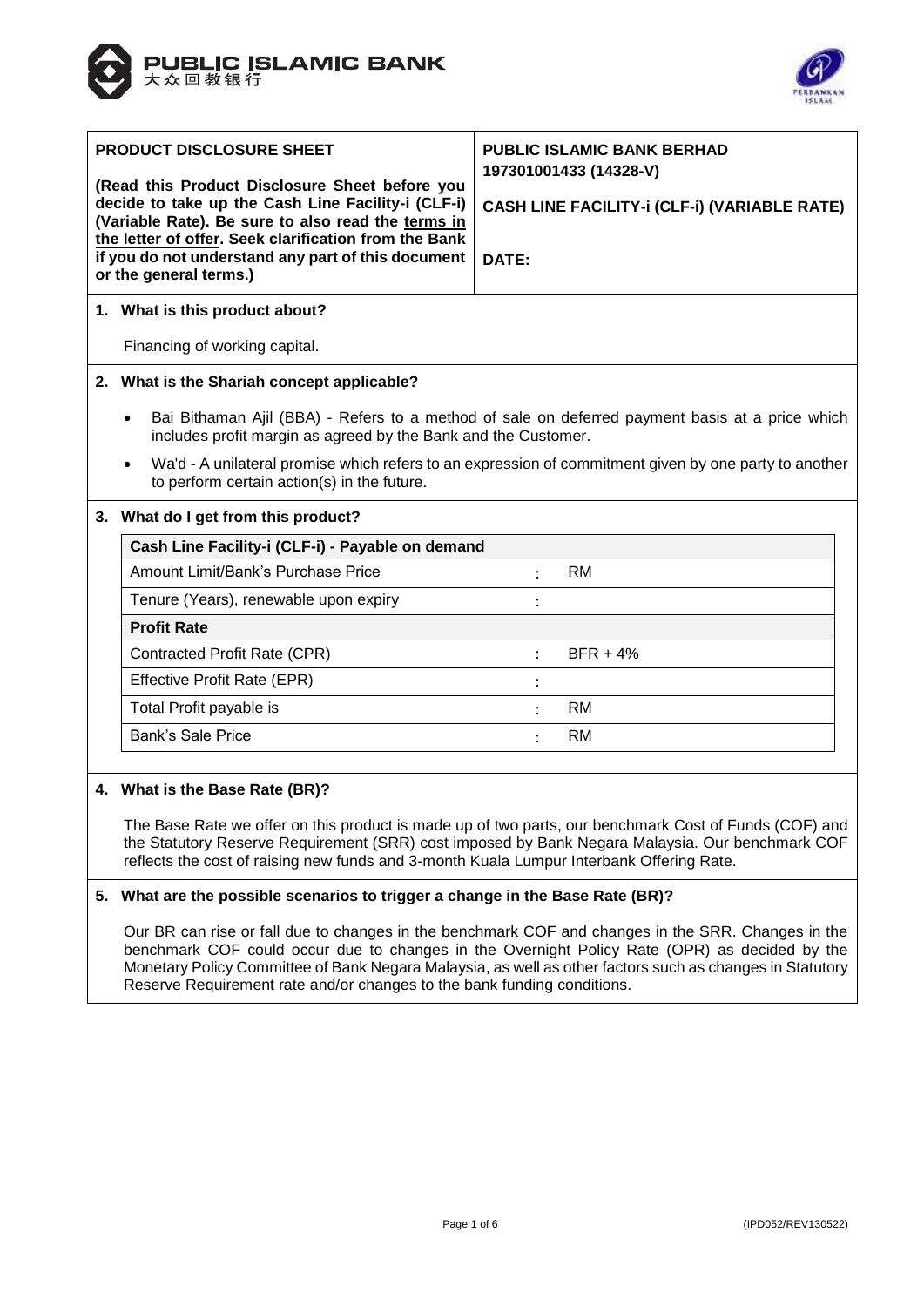PUBLIC ISLAMIC BANK
大众回教银行

| **PRODUCT DISCLOSURE SHEET**<br><br>**(Read this Product Disclosure Sheet before you decide to take up the Cash Line Facility-i (CLF-i) (Variable Rate). Be sure to also read the <u>terms in the letter of offer</u>. Seek clarification from the Bank if you do not understand any part of this document or the general terms.)** | **PUBLIC ISLAMIC BANK BERHAD**<br>**197301001433 (14328-V)**<br><br>**CASH LINE FACILITY-i (CLF-i) (VARIABLE RATE)**<br><br>**DATE:** |
|---|---|

## 1. What is this product about?

Financing of working capital.

## 2. What is the Shariah concept applicable?

- Bai Bithaman Ajil (BBA) - Refers to a method of sale on deferred payment basis at a price which includes profit margin as agreed by the Bank and the Customer.
- Wa'd - A unilateral promise which refers to an expression of commitment given by one party to another to perform certain action(s) in the future.

## 3. What do I get from this product?

| **Cash Line Facility-i (CLF-i) - Payable on demand** | | |
|---|---|---|
| Amount Limit/Bank's Purchase Price | : | RM |
| Tenure (Years), renewable upon expiry | : | |
| **Profit Rate** | | |
| Contracted Profit Rate (CPR) | : | BFR + 4% |
| Effective Profit Rate (EPR) | : | |
| Total Profit payable is | : | RM |
| Bank's Sale Price | : | RM |

## 4. What is the Base Rate (BR)?

The Base Rate we offer on this product is made up of two parts, our benchmark Cost of Funds (COF) and the Statutory Reserve Requirement (SRR) cost imposed by Bank Negara Malaysia. Our benchmark COF reflects the cost of raising new funds and 3-month Kuala Lumpur Interbank Offering Rate.

## 5. What are the possible scenarios to trigger a change in the Base Rate (BR)?

Our BR can rise or fall due to changes in the benchmark COF and changes in the SRR. Changes in the benchmark COF could occur due to changes in the Overnight Policy Rate (OPR) as decided by the Monetary Policy Committee of Bank Negara Malaysia, as well as other factors such as changes in Statutory Reserve Requirement rate and/or changes to the bank funding conditions.

(IPD052/REV130522)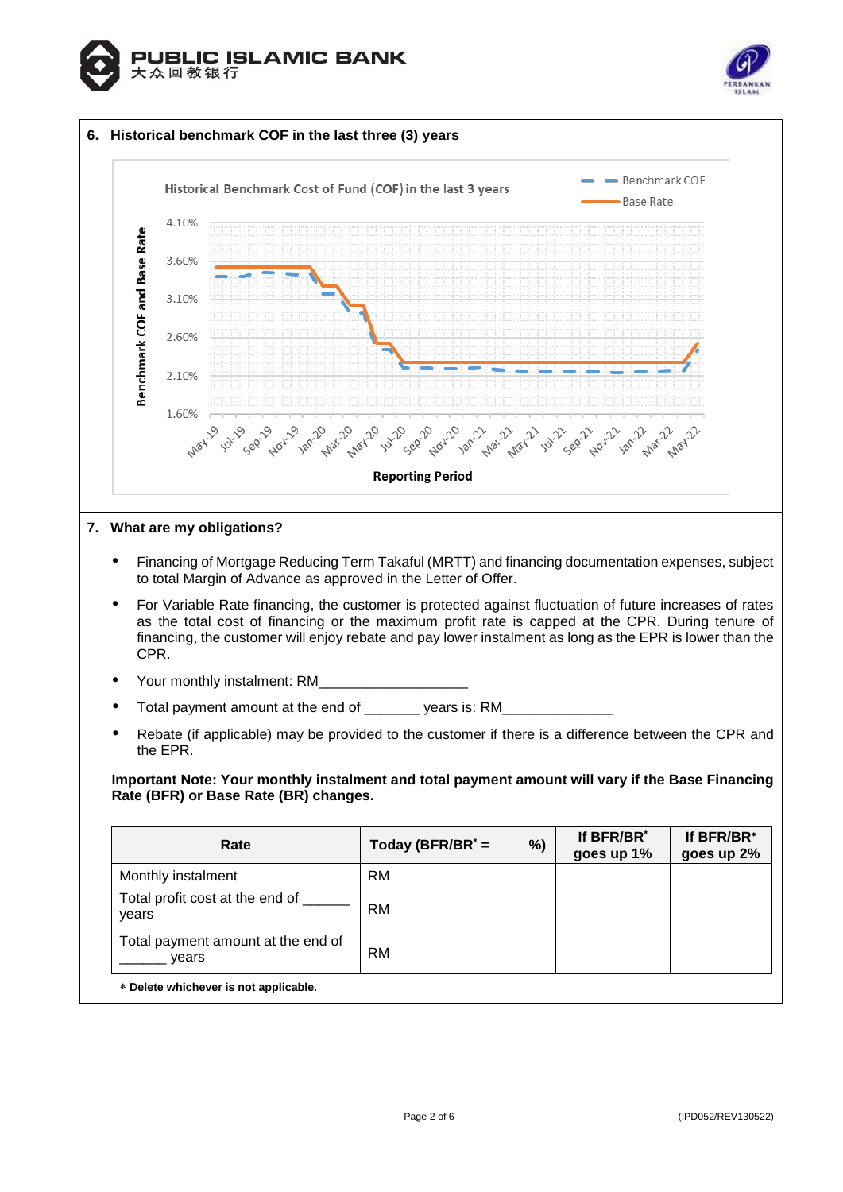### 6. Historical benchmark COF in the last three (3) years

Historical Benchmark Cost of Fund (COF) in the last 3 years

Benchmark COF

Base Rate

Benchmark COF and Base Rate

4.10%
3.60%
3.10%
2.60%
2.10%
1.60%

May-19 Jul-19 Sep-19 Nov-19 Jan-20 Mar-20 May-20 Jul-20 Sep-20 Nov-20 Jan-21 Mar-21 May-21 Jul-21 Sep-21 Nov-21 Jan-22 Mar-22 May-22

Reporting Period

### 7. What are my obligations?

- Financing of Mortgage Reducing Term Takaful (MRTT) and financing documentation expenses, subject to total Margin of Advance as approved in the Letter of Offer.
- For Variable Rate financing, the customer is protected against fluctuation of future increases of rates as the total cost of financing or the maximum profit rate is capped at the CPR. During tenure of financing, the customer will enjoy rebate and pay lower instalment as long as the EPR is lower than the CPR.
- Your monthly instalment: RM___________________
- Total payment amount at the end of _______ years is: RM______________
- Rebate (if applicable) may be provided to the customer if there is a difference between the CPR and the EPR.

**Important Note: Your monthly instalment and total payment amount will vary if the Base Financing Rate (BFR) or Base Rate (BR) changes.**

| Rate | Today (BFR/BR* = %) | If BFR/BR* goes up 1% | If BFR/BR* goes up 2% |
|---|---|---|---|
| Monthly instalment | RM | | |
| Total profit cost at the end of ______ years | RM | | |
| Total payment amount at the end of ______ years | RM | | |

**\* Delete whichever is not applicable.**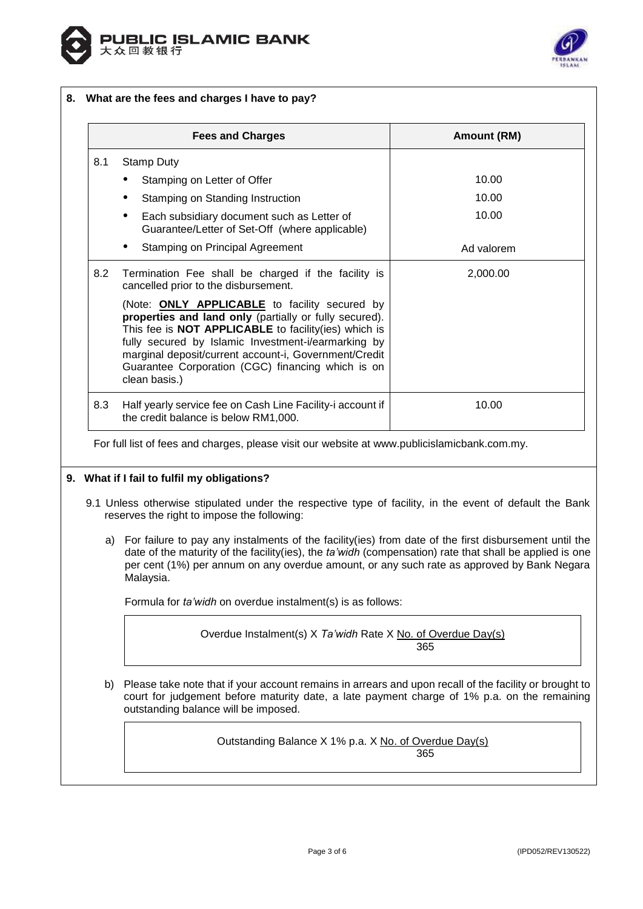## 8. What are the fees and charges I have to pay?

| | Fees and Charges | Amount (RM) |
|---|---|---|
| 8.1 | Stamp Duty | |
| | • Stamping on Letter of Offer | 10.00 |
| | • Stamping on Standing Instruction | 10.00 |
| | • Each subsidiary document such as Letter of Guarantee/Letter of Set-Off (where applicable) | 10.00 |
| | • Stamping on Principal Agreement | Ad valorem |
| 8.2 | Termination Fee shall be charged if the facility is cancelled prior to the disbursement.<br><br>(Note: **ONLY APPLICABLE** to facility secured by **properties and land only** (partially or fully secured). This fee is **NOT APPLICABLE** to facility(ies) which is fully secured by Islamic Investment-i/earmarking by marginal deposit/current account-i, Government/Credit Guarantee Corporation (CGC) financing which is on clean basis.) | 2,000.00 |
| 8.3 | Half yearly service fee on Cash Line Facility-i account if the credit balance is below RM1,000. | 10.00 |

For full list of fees and charges, please visit our website at www.publicislamicbank.com.my.

## 9. What if I fail to fulfil my obligations?

9.1 Unless otherwise stipulated under the respective type of facility, in the event of default the Bank reserves the right to impose the following:

a) For failure to pay any instalments of the facility(ies) from date of the first disbursement until the date of the maturity of the facility(ies), the *ta'widh* (compensation) rate that shall be applied is one per cent (1%) per annum on any overdue amount, or any such rate as approved by Bank Negara Malaysia.

Formula for *ta'widh* on overdue instalment(s) is as follows:

$$\text{Overdue Instalment(s)} \times \textit{Ta'widh}\ \text{Rate} \times \frac{\text{No. of Overdue Day(s)}}{365}$$

b) Please take note that if your account remains in arrears and upon recall of the facility or brought to court for judgement before maturity date, a late payment charge of 1% p.a. on the remaining outstanding balance will be imposed.

$$\text{Outstanding Balance} \times 1\%\ \text{p.a.} \times \frac{\text{No. of Overdue Day(s)}}{365}$$

(IPD052/REV130522)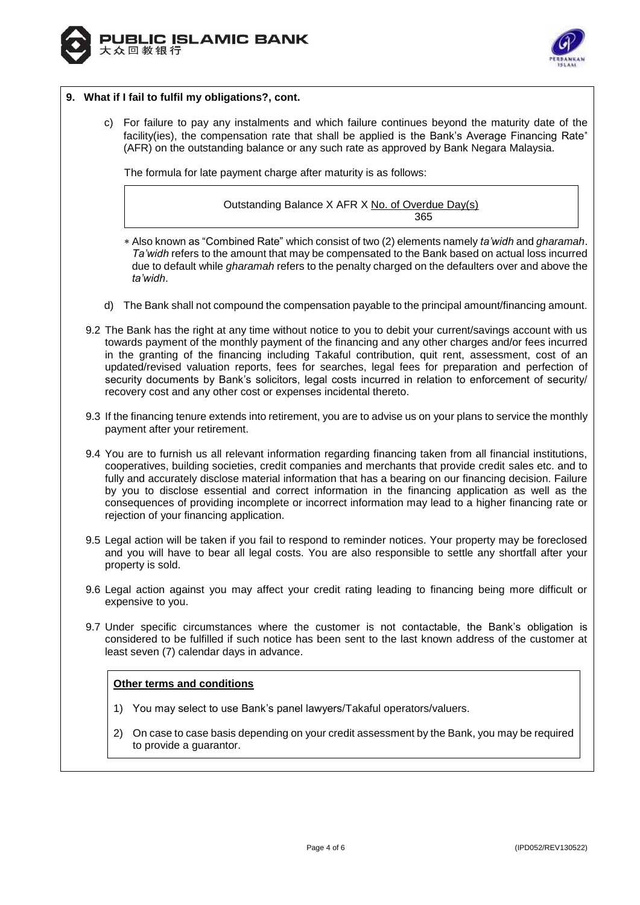## 9. What if I fail to fulfil my obligations?, cont.

c) For failure to pay any instalments and which failure continues beyond the maturity date of the facility(ies), the compensation rate that shall be applied is the Bank's Average Financing Rate* (AFR) on the outstanding balance or any such rate as approved by Bank Negara Malaysia.

The formula for late payment charge after maturity is as follows:

$$\text{Outstanding Balance} \times \text{AFR} \times \frac{\text{No. of Overdue Day(s)}}{365}$$

\* Also known as "Combined Rate" which consist of two (2) elements namely *ta'widh* and *gharamah*. *Ta'widh* refers to the amount that may be compensated to the Bank based on actual loss incurred due to default while *gharamah* refers to the penalty charged on the defaulters over and above the *ta'widh*.

d) The Bank shall not compound the compensation payable to the principal amount/financing amount.

9.2 The Bank has the right at any time without notice to you to debit your current/savings account with us towards payment of the monthly payment of the financing and any other charges and/or fees incurred in the granting of the financing including Takaful contribution, quit rent, assessment, cost of an updated/revised valuation reports, fees for searches, legal fees for preparation and perfection of security documents by Bank's solicitors, legal costs incurred in relation to enforcement of security/ recovery cost and any other cost or expenses incidental thereto.

9.3 If the financing tenure extends into retirement, you are to advise us on your plans to service the monthly payment after your retirement.

9.4 You are to furnish us all relevant information regarding financing taken from all financial institutions, cooperatives, building societies, credit companies and merchants that provide credit sales etc. and to fully and accurately disclose material information that has a bearing on our financing decision. Failure by you to disclose essential and correct information in the financing application as well as the consequences of providing incomplete or incorrect information may lead to a higher financing rate or rejection of your financing application.

9.5 Legal action will be taken if you fail to respond to reminder notices. Your property may be foreclosed and you will have to bear all legal costs. You are also responsible to settle any shortfall after your property is sold.

9.6 Legal action against you may affect your credit rating leading to financing being more difficult or expensive to you.

9.7 Under specific circumstances where the customer is not contactable, the Bank's obligation is considered to be fulfilled if such notice has been sent to the last known address of the customer at least seven (7) calendar days in advance.

**<u>Other terms and conditions</u>**

1) You may select to use Bank's panel lawyers/Takaful operators/valuers.
2) On case to case basis depending on your credit assessment by the Bank, you may be required to provide a guarantor.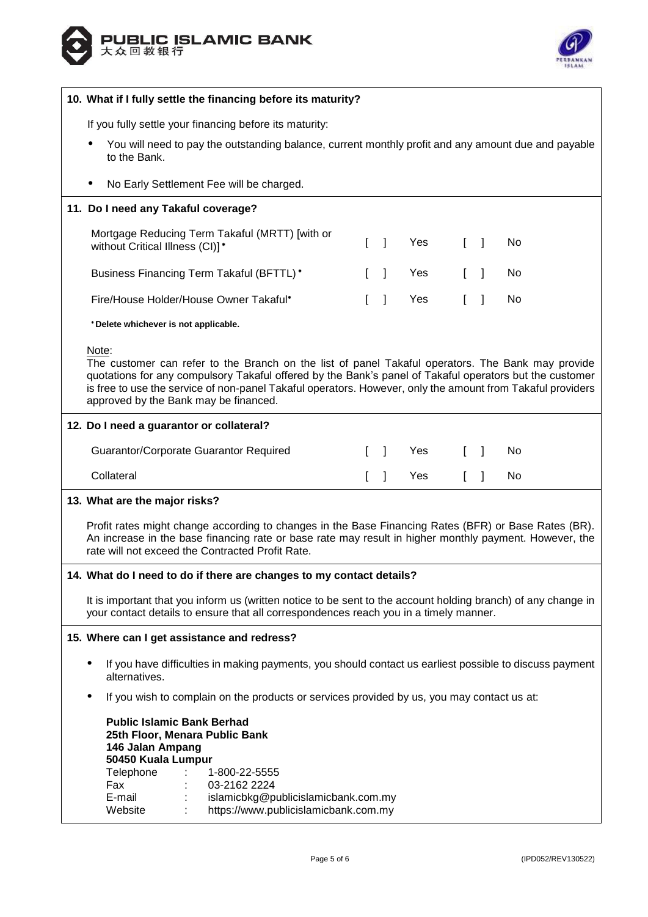## 10. What if I fully settle the financing before its maturity?

If you fully settle your financing before its maturity:

- You will need to pay the outstanding balance, current monthly profit and any amount due and payable to the Bank.
- No Early Settlement Fee will be charged.

## 11. Do I need any Takaful coverage?

| | | | | |
|---|---|---|---|---|
| Mortgage Reducing Term Takaful (MRTT) [with or without Critical Illness (CI)]* | [ ] | Yes | [ ] | No |
| Business Financing Term Takaful (BFTTL)* | [ ] | Yes | [ ] | No |
| Fire/House Holder/House Owner Takaful* | [ ] | Yes | [ ] | No |

**\*Delete whichever is not applicable.**

Note:
The customer can refer to the Branch on the list of panel Takaful operators. The Bank may provide quotations for any compulsory Takaful offered by the Bank's panel of Takaful operators but the customer is free to use the service of non-panel Takaful operators. However, only the amount from Takaful providers approved by the Bank may be financed.

## 12. Do I need a guarantor or collateral?

| | | | | |
|---|---|---|---|---|
| Guarantor/Corporate Guarantor Required | [ ] | Yes | [ ] | No |
| Collateral | [ ] | Yes | [ ] | No |

## 13. What are the major risks?

Profit rates might change according to changes in the Base Financing Rates (BFR) or Base Rates (BR). An increase in the base financing rate or base rate may result in higher monthly payment. However, the rate will not exceed the Contracted Profit Rate.

## 14. What do I need to do if there are changes to my contact details?

It is important that you inform us (written notice to be sent to the account holding branch) of any change in your contact details to ensure that all correspondences reach you in a timely manner.

## 15. Where can I get assistance and redress?

- If you have difficulties in making payments, you should contact us earliest possible to discuss payment alternatives.
- If you wish to complain on the products or services provided by us, you may contact us at:

**Public Islamic Bank Berhad**
**25th Floor, Menara Public Bank**
**146 Jalan Ampang**
**50450 Kuala Lumpur**

Telephone : 1-800-22-5555
Fax : 03-2162 2224
E-mail : islamicbkg@publicislamicbank.com.my
Website : https://www.publicislamicbank.com.my

(IPD052/REV130522)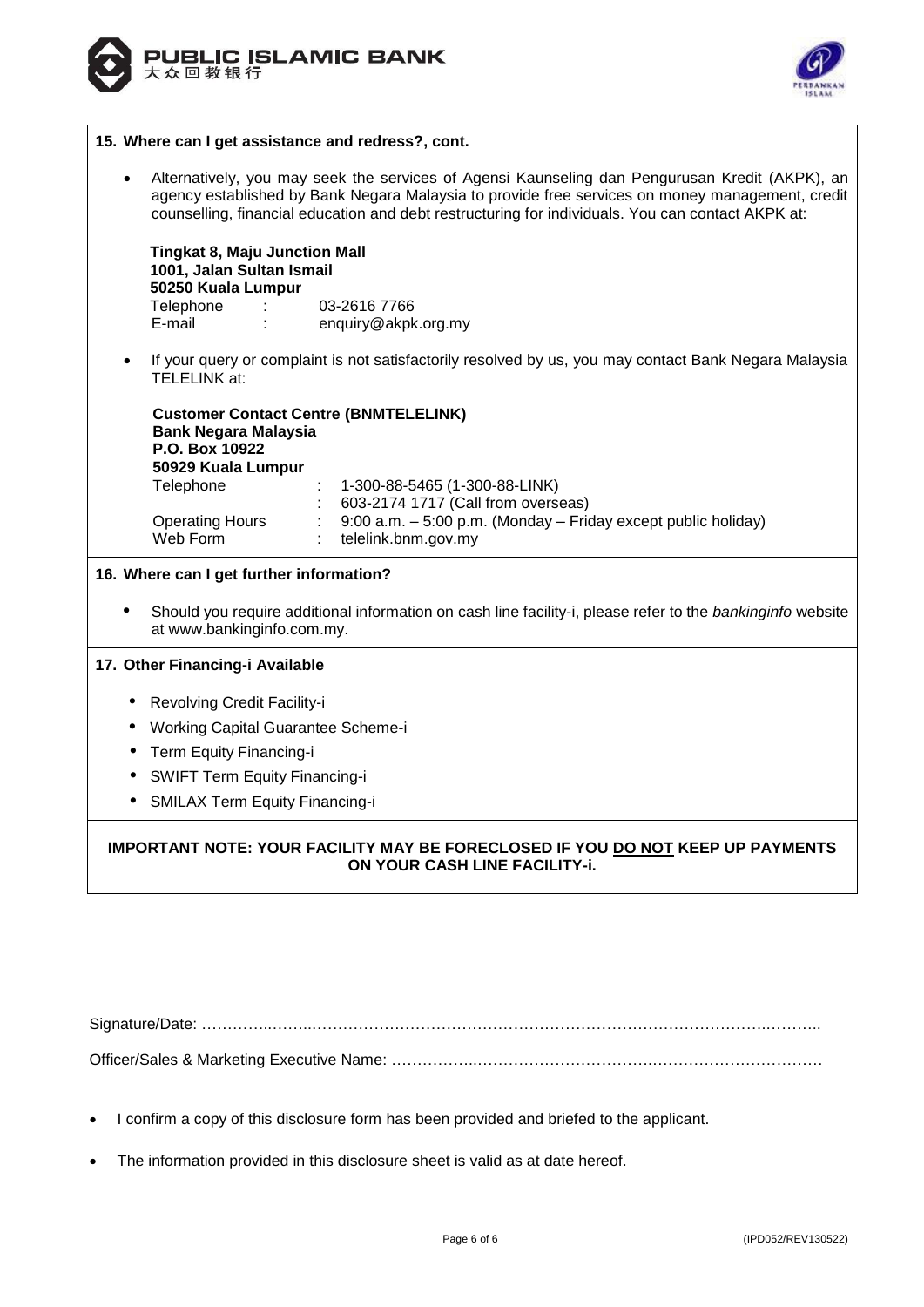### 15. Where can I get assistance and redress?, cont.

- Alternatively, you may seek the services of Agensi Kaunseling dan Pengurusan Kredit (AKPK), an agency established by Bank Negara Malaysia to provide free services on money management, credit counselling, financial education and debt restructuring for individuals. You can contact AKPK at:

  **Tingkat 8, Maju Junction Mall**
  **1001, Jalan Sultan Ismail**
  **50250 Kuala Lumpur**
  Telephone : 03-2616 7766
  E-mail : enquiry@akpk.org.my

- If your query or complaint is not satisfactorily resolved by us, you may contact Bank Negara Malaysia TELELINK at:

  **Customer Contact Centre (BNMTELELINK)**
  **Bank Negara Malaysia**
  **P.O. Box 10922**
  **50929 Kuala Lumpur**
  Telephone : 1-300-88-5465 (1-300-88-LINK)
  : 603-2174 1717 (Call from overseas)
  Operating Hours : 9:00 a.m. – 5:00 p.m. (Monday – Friday except public holiday)
  Web Form : telelink.bnm.gov.my

### 16. Where can I get further information?

- Should you require additional information on cash line facility-i, please refer to the *bankinginfo* website at www.bankinginfo.com.my.

### 17. Other Financing-i Available

- Revolving Credit Facility-i
- Working Capital Guarantee Scheme-i
- Term Equity Financing-i
- SWIFT Term Equity Financing-i
- SMILAX Term Equity Financing-i

**IMPORTANT NOTE: YOUR FACILITY MAY BE FORECLOSED IF YOU DO NOT KEEP UP PAYMENTS ON YOUR CASH LINE FACILITY-i.**

Signature/Date: …………………………………………………………………………………………………

Officer/Sales & Marketing Executive Name: ……………………………………………………………………

- I confirm a copy of this disclosure form has been provided and briefed to the applicant.
- The information provided in this disclosure sheet is valid as at date hereof.

(IPD052/REV130522)